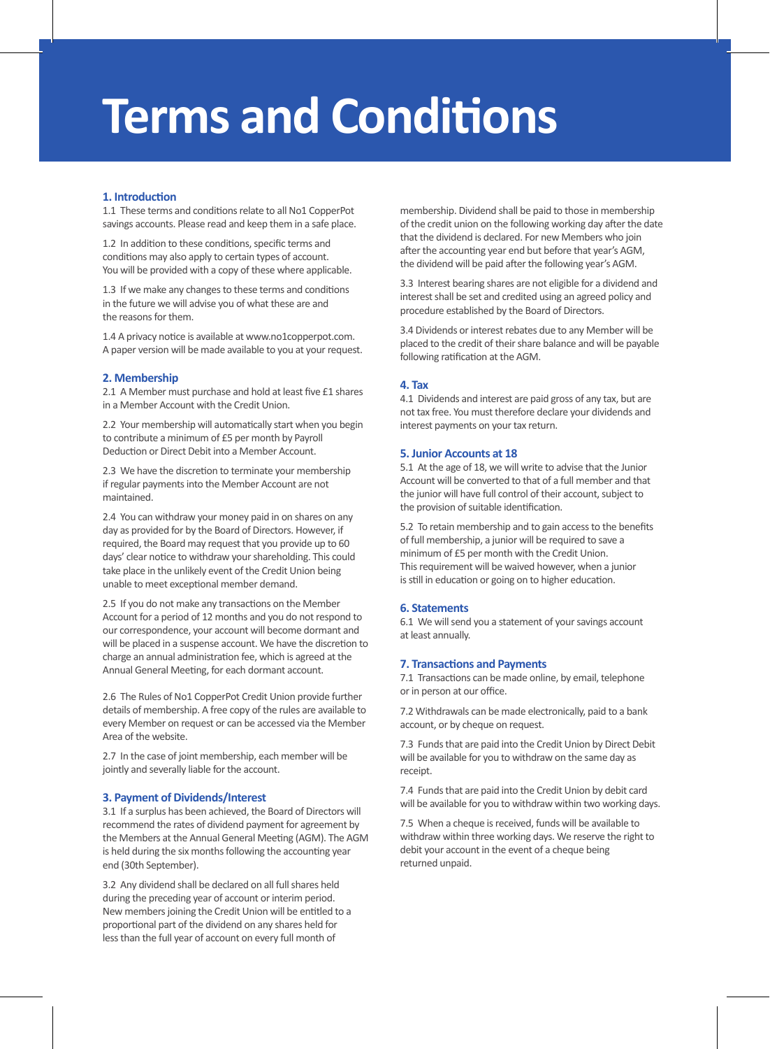# Terms and Conditions

## 1. Introduction

1.1 These terms and conditions relate to all No1 CopperPot savings accounts. Please read and keep them in a safe place.

1.2 In addition to these conditions, specific terms and conditions may also apply to certain types of account. You will be provided with a copy of these where applicable.

1.3 If we make any changes to these terms and conditions in the future we will advise you of what these are and the reasons for them.

1.4 A privacy notice is available at www.no1copperpot.com. A paper version will be made available to you at your request.

## 2. Membership

2.1 A Member must purchase and hold at least five £1 shares in a Member Account with the Credit Union.

2.2 Your membership will automatically start when you begin to contribute a minimum of £5 per month by Payroll Deduction or Direct Debit into a Member Account.

2.3 We have the discretion to terminate your membership if regular payments into the Member Account are not maintained.

2.4 You can withdraw your money paid in on shares on any day as provided for by the Board of Directors. However, if required, the Board may request that you provide up to 60 days' clear notice to withdraw your shareholding. This could take place in the unlikely event of the Credit Union being unable to meet exceptional member demand.

2.5 If you do not make any transactions on the Member Account for a period of 12 months and you do not respond to our correspondence, your account will become dormant and will be placed in a suspense account. We have the discretion to charge an annual administration fee, which is agreed at the Annual General Meeting, for each dormant account.

2.6 The Rules of No1 CopperPot Credit Union provide further details of membership. A free copy of the rules are available to every Member on request or can be accessed via the Member Area of the website.

2.7 In the case of joint membership, each member will be jointly and severally liable for the account.

## 3. Payment of Dividends/Interest

3.1 If a surplus has been achieved, the Board of Directors will recommend the rates of dividend payment for agreement by the Members at the Annual General Meeting (AGM). The AGM is held during the six months following the accounting year end (30th September).

3.2 Any dividend shall be declared on all full shares held during the preceding year of account or interim period. New members joining the Credit Union will be entitled to a proportional part of the dividend on any shares held for less than the full year of account on every full month of membership. Dividend shall be paid to those in membership of the credit union on the following working day after the date that the dividend is declared. For new Members who join after the accounting year end but before that year's AGM, the dividend will be paid after the following year's AGM.

3.3 Interest bearing shares are not eligible for a dividend and interest shall be set and credited using an agreed policy and procedure established by the Board of Directors.

3.4 Dividends or interest rebates due to any Member will be placed to the credit of their share balance and will be payable following ratification at the AGM.

## 4. Tax

4.1 Dividends and interest are paid gross of any tax, but are not tax free. You must therefore declare your dividends and interest payments on your tax return.

## 5. Junior Accounts at 18

5.1 At the age of 18, we will write to advise that the Junior Account will be converted to that of a full member and that the junior will have full control of their account, subject to the provision of suitable identification.

5.2 To retain membership and to gain access to the benefits of full membership, a junior will be required to save a minimum of £5 per month with the Credit Union. This requirement will be waived however, when a junior is still in education or going on to higher education.

## 6. Statements

6.1 We will send you a statement of your savings account at least annually.

## 7. Transactions and Payments

7.1 Transactions can be made online, by email, telephone or in person at our office.

7.2 Withdrawals can be made electronically, paid to a bank account, or by cheque on request.

7.3 Funds that are paid into the Credit Union by Direct Debit will be available for you to withdraw on the same day as receipt.

7.4 Funds that are paid into the Credit Union by debit card will be available for you to withdraw within two working days.

7.5 When a cheque is received, funds will be available to withdraw within three working days. We reserve the right to debit your account in the event of a cheque being returned unpaid.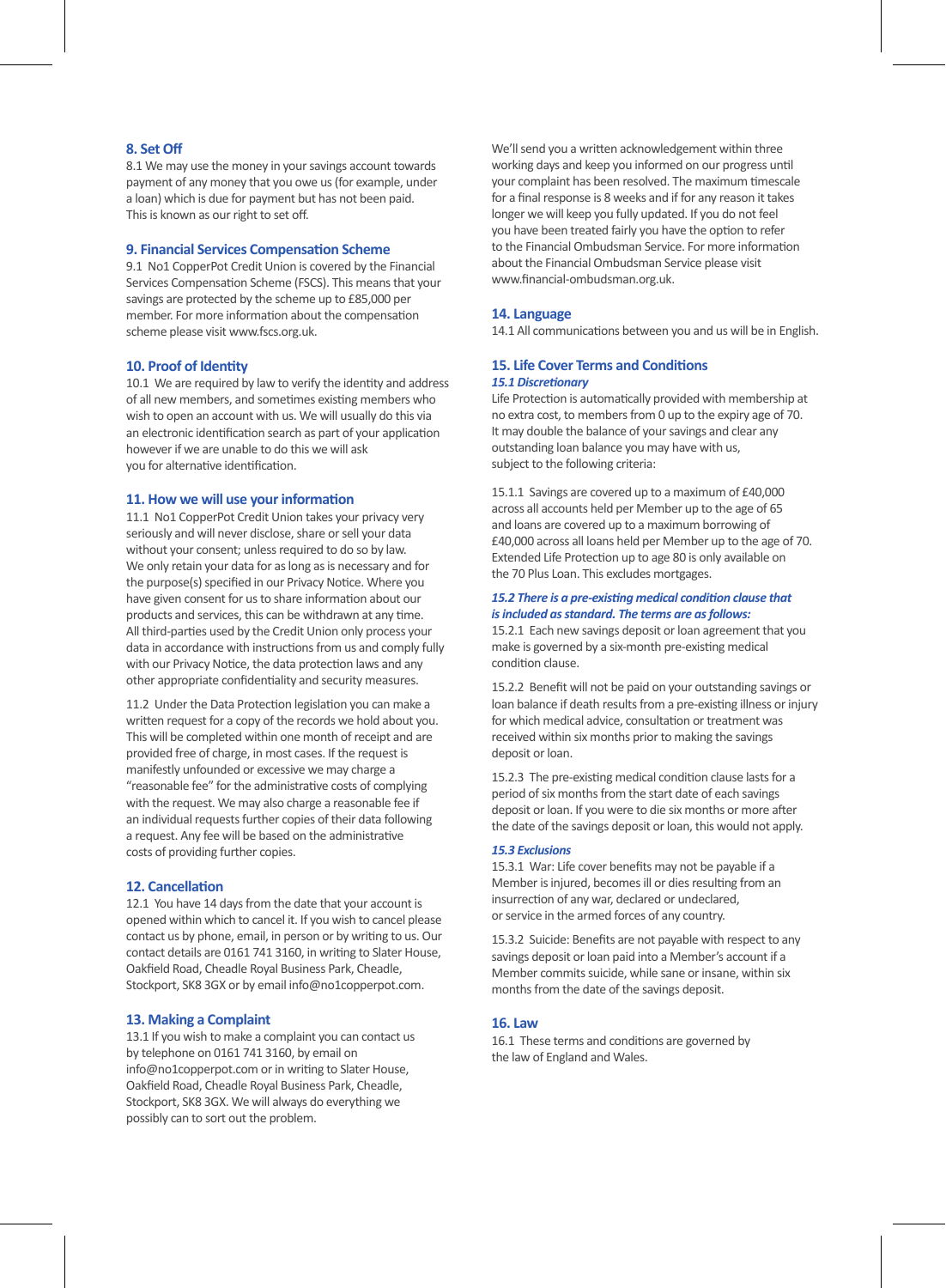## 8. Set Off

8.1 We may use the money in your savings account towards payment of any money that you owe us (for example, under a loan) which is due for payment but has not been paid. This is known as our right to set off.

## 9. Financial Services Compensation Scheme

9.1 No1 CopperPot Credit Union is covered by the Financial Services Compensation Scheme (FSCS). This means that your savings are protected by the scheme up to £85,000 per member. For more information about the compensation scheme please visit www.fscs.org.uk.

## 10. Proof of Identity

10.1 We are required by law to verify the identity and address of all new members, and sometimes existing members who wish to open an account with us. We will usually do this via an electronic identification search as part of your application however if we are unable to do this we will ask you for alternative identification.

## 11. How we will use your information

11.1 No1 CopperPot Credit Union takes your privacy very seriously and will never disclose, share or sell your data without your consent; unless required to do so by law. We only retain your data for as long as is necessary and for the purpose(s) specified in our Privacy Notice. Where you have given consent for us to share information about our products and services, this can be withdrawn at any time. All third-parties used by the Credit Union only process your data in accordance with instructions from us and comply fully with our Privacy Notice, the data protection laws and any other appropriate confidentiality and security measures.

11.2 Under the Data Protection legislation you can make a written request for a copy of the records we hold about you. This will be completed within one month of receipt and are provided free of charge, in most cases. If the request is manifestly unfounded or excessive we may charge a "reasonable fee" for the administrative costs of complying with the request. We may also charge a reasonable fee if an individual requests further copies of their data following a request. Any fee will be based on the administrative costs of providing further copies.

## 12. Cancellation

12.1 You have 14 days from the date that your account is opened within which to cancel it. If you wish to cancel please contact us by phone, email, in person or by writing to us. Our contact details are 0161 741 3160, in writing to Slater House, Oakfield Road, Cheadle Royal Business Park, Cheadle, Stockport, SK8 3GX or by email info@no1copperpot.com.

## 13. Making a Complaint

13.1 If you wish to make a complaint you can contact us by telephone on 0161 741 3160, by email on info@no1copperpot.com or in writing to Slater House, Oakfield Road, Cheadle Royal Business Park, Cheadle, Stockport, SK8 3GX. We will always do everything we possibly can to sort out the problem.

We'll send you a written acknowledgement within three working days and keep you informed on our progress until your complaint has been resolved. The maximum timescale for a final response is 8 weeks and if for any reason it takes longer we will keep you fully updated. If you do not feel you have been treated fairly you have the option to refer to the Financial Ombudsman Service. For more information about the Financial Ombudsman Service please visit www.financial-ombudsman.org.uk.

## 14. Language

14.1 All communications between you and us will be in English.

## 15. Life Cover Terms and Conditions

### *15.1 Discretionary*

Life Protection is automatically provided with membership at no extra cost, to members from 0 up to the expiry age of 70. It may double the balance of your savings and clear any outstanding loan balance you may have with us, subject to the following criteria:

15.1.1 Savings are covered up to a maximum of £40,000 across all accounts held per Member up to the age of 65 and loans are covered up to a maximum borrowing of £40,000 across all loans held per Member up to the age of 70. Extended Life Protection up to age 80 is only available on the 70 Plus Loan. This excludes mortgages.

### *15.2 There is a pre-existing medical condition clause that is included as standard. The terms are as follows:*

15.2.1 Each new savings deposit or loan agreement that you make is governed by a six-month pre-existing medical condition clause.

15.2.2 Benefit will not be paid on your outstanding savings or loan balance if death results from a pre-existing illness or injury for which medical advice, consultation or treatment was received within six months prior to making the savings deposit or loan.

15.2.3 The pre-existing medical condition clause lasts for a period of six months from the start date of each savings deposit or loan. If you were to die six months or more after the date of the savings deposit or loan, this would not apply.

### *15.3 Exclusions*

15.3.1 War: Life cover benefits may not be payable if a Member is injured, becomes ill or dies resulting from an insurrection of any war, declared or undeclared, or service in the armed forces of any country.

15.3.2 Suicide: Benefits are not payable with respect to any savings deposit or loan paid into a Member's account if a Member commits suicide, while sane or insane, within six months from the date of the savings deposit.

## 16. Law

16.1 These terms and conditions are governed by the law of England and Wales.